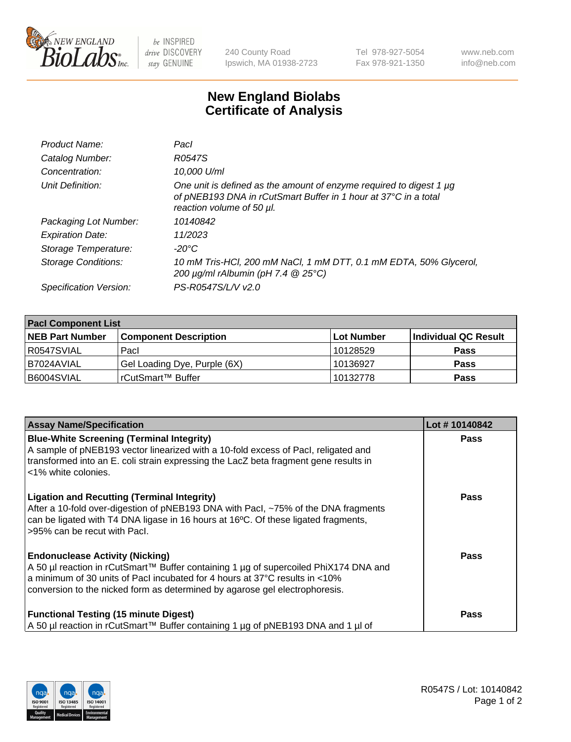# New England Biolabs Certificate of Analysis

| | |
|---|---|
| *Product Name:* | *PacI* |
| *Catalog Number:* | *R0547S* |
| *Concentration:* | *10,000 U/ml* |
| *Unit Definition:* | *One unit is defined as the amount of enzyme required to digest 1 µg of pNEB193 DNA in rCutSmart Buffer in 1 hour at 37°C in a total reaction volume of 50 µl.* |
| *Packaging Lot Number:* | *10140842* |
| *Expiration Date:* | *11/2023* |
| *Storage Temperature:* | *-20°C* |
| *Storage Conditions:* | *10 mM Tris-HCl, 200 mM NaCl, 1 mM DTT, 0.1 mM EDTA, 50% Glycerol, 200 µg/ml rAlbumin (pH 7.4 @ 25°C)* |
| *Specification Version:* | *PS-R0547S/L/V v2.0* |

| PacI Component List | | | |
|---|---|---|---|
| **NEB Part Number** | **Component Description** | **Lot Number** | **Individual QC Result** |
| R0547SVIAL | PacI | 10128529 | **Pass** |
| B7024AVIAL | Gel Loading Dye, Purple (6X) | 10136927 | **Pass** |
| B6004SVIAL | rCutSmart™ Buffer | 10132778 | **Pass** |

| Assay Name/Specification | Lot # 10140842 |
|---|---|
| **Blue-White Screening (Terminal Integrity)** A sample of pNEB193 vector linearized with a 10-fold excess of PacI, religated and transformed into an E. coli strain expressing the LacZ beta fragment gene results in <1% white colonies. | **Pass** |
| **Ligation and Recutting (Terminal Integrity)** After a 10-fold over-digestion of pNEB193 DNA with PacI, ~75% of the DNA fragments can be ligated with T4 DNA ligase in 16 hours at 16ºC. Of these ligated fragments, >95% can be recut with PacI. | **Pass** |
| **Endonuclease Activity (Nicking)** A 50 µl reaction in rCutSmart™ Buffer containing 1 µg of supercoiled PhiX174 DNA and a minimum of 30 units of PacI incubated for 4 hours at 37°C results in <10% conversion to the nicked form as determined by agarose gel electrophoresis. | **Pass** |
| **Functional Testing (15 minute Digest)** A 50 µl reaction in rCutSmart™ Buffer containing 1 µg of pNEB193 DNA and 1 µl of | **Pass** |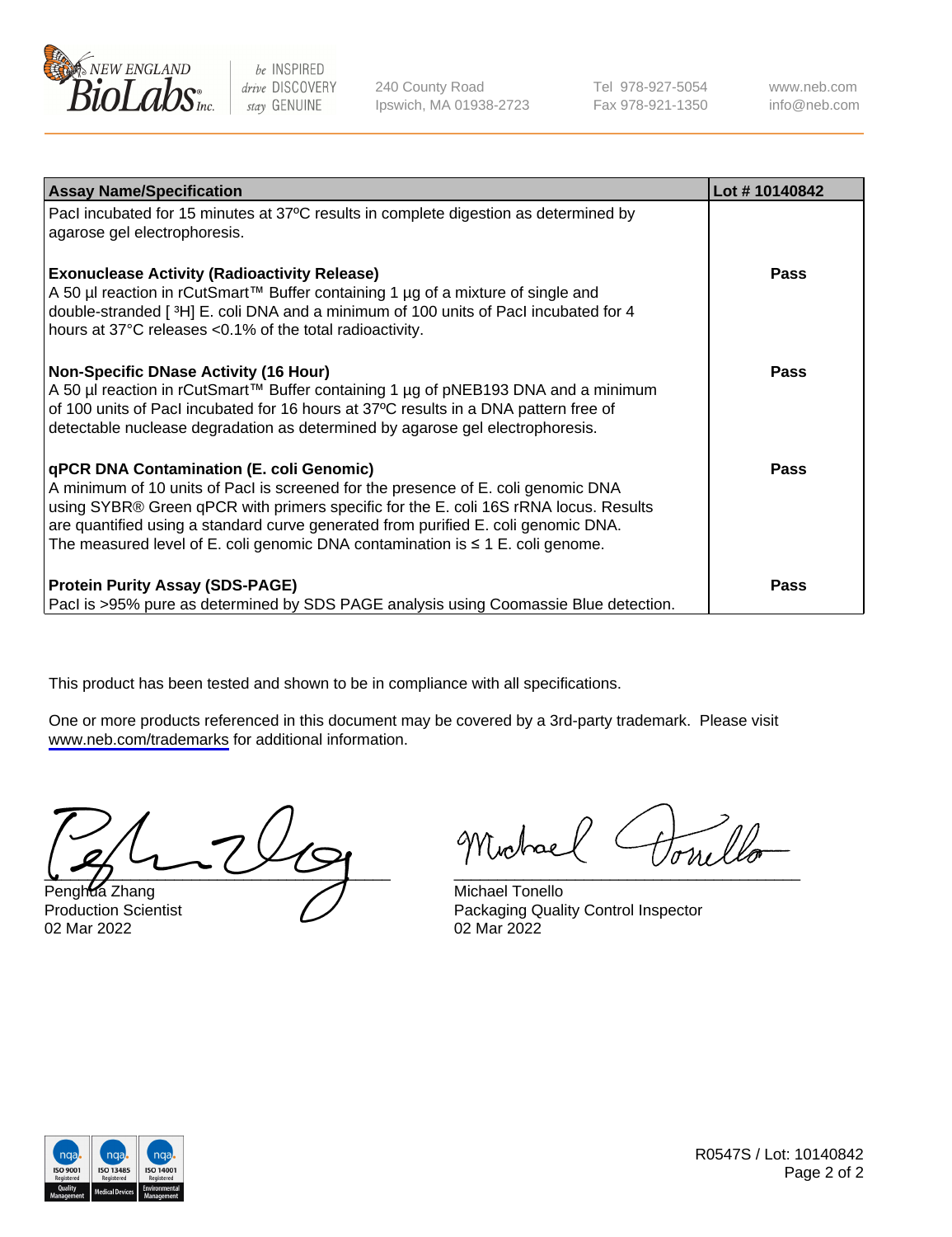New England BioLabs Inc. — be INSPIRED drive DISCOVERY stay GENUINE

240 County Road
Ipswich, MA 01938-2723

Tel 978-927-5054
Fax 978-921-1350

www.neb.com
info@neb.com

| Assay Name/Specification | Lot # 10140842 |
| --- | --- |
| PacI incubated for 15 minutes at 37ºC results in complete digestion as determined by agarose gel electrophoresis. | |
| **Exonuclease Activity (Radioactivity Release)**<br>A 50 µl reaction in rCutSmart™ Buffer containing 1 µg of a mixture of single and double-stranded [ $^3$H] E. coli DNA and a minimum of 100 units of PacI incubated for 4 hours at 37°C releases <0.1% of the total radioactivity. | **Pass** |
| **Non-Specific DNase Activity (16 Hour)**<br>A 50 µl reaction in rCutSmart™ Buffer containing 1 µg of pNEB193 DNA and a minimum of 100 units of PacI incubated for 16 hours at 37ºC results in a DNA pattern free of detectable nuclease degradation as determined by agarose gel electrophoresis. | **Pass** |
| **qPCR DNA Contamination (E. coli Genomic)**<br>A minimum of 10 units of PacI is screened for the presence of E. coli genomic DNA using SYBR® Green qPCR with primers specific for the E. coli 16S rRNA locus. Results are quantified using a standard curve generated from purified E. coli genomic DNA. The measured level of E. coli genomic DNA contamination is ≤ 1 E. coli genome. | **Pass** |
| **Protein Purity Assay (SDS-PAGE)**<br>PacI is >95% pure as determined by SDS PAGE analysis using Coomassie Blue detection. | **Pass** |

This product has been tested and shown to be in compliance with all specifications.

One or more products referenced in this document may be covered by a 3rd-party trademark. Please visit www.neb.com/trademarks for additional information.

Penghua Zhang
Production Scientist
02 Mar 2022

Michael Tonello
Packaging Quality Control Inspector
02 Mar 2022

R0547S / Lot: 10140842